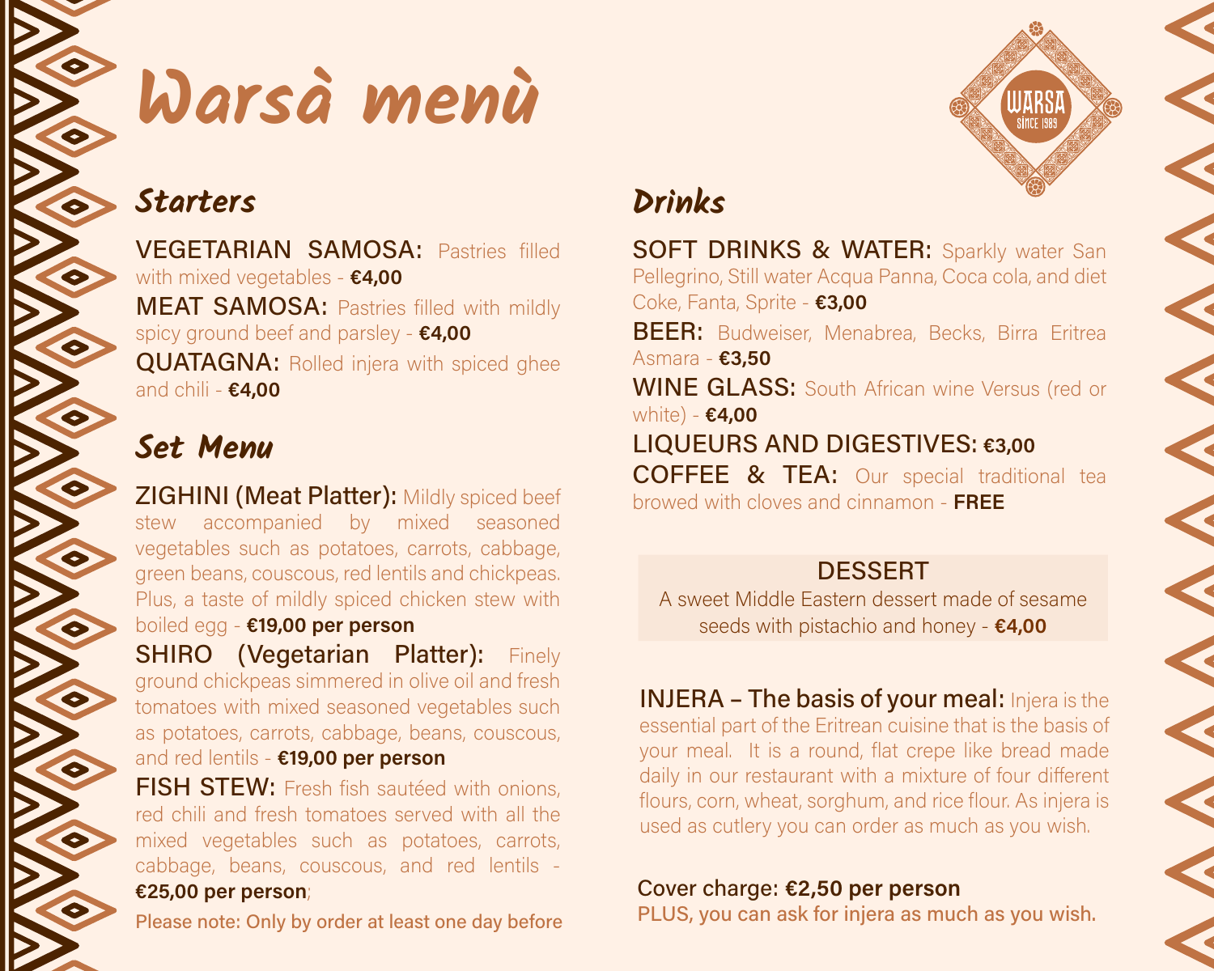# Warsà menù

## Starters

**VEGETARIAN SAMOSA:** Pastries filled with mixed vegetables - **€4,00**

**MEAT SAMOSA:** Pastries filled with mildly spicy ground beef and parsley - **€4,00**

**QUATAGNA:** Rolled injera with spiced ghee and chili - **€4,00**

## Set Menu

**ZIGHINI (Meat Platter):** Mildly spiced beef stew accompanied by mixed seasoned vegetables such as potatoes, carrots, cabbage, green beans, couscous, red lentils and chickpeas. Plus, a taste of mildly spiced chicken stew with boiled egg - **€19,00 per person**

**SHIRO (Vegetarian Platter):** Finely ground chickpeas simmered in olive oil and fresh tomatoes with mixed seasoned vegetables such as potatoes, carrots, cabbage, beans, couscous, and red lentils - **€19,00 per person**

**FISH STEW:** Fresh fish sautéed with onions, red chili and fresh tomatoes served with all the mixed vegetables such as potatoes, carrots, cabbage, beans, couscous, and red lentils - **€25,00 per person**;

Please note: Only by order at least one day before

## Drinks

**SOFT DRINKS & WATER:** Sparkly water San Pellegrino, Still water Acqua Panna, Coca cola, and diet Coke, Fanta, Sprite - **€3,00**

**BEER:** Budweiser, Menabrea, Becks, Birra Eritrea Asmara - **€3,50**

**WINE GLASS:** South African wine Versus (red or white) - **€4,00**

**LIQUEURS AND DIGESTIVES: €3,00**

**COFFEE & TEA:** Our special traditional tea browed with cloves and cinnamon - **FREE**

### DESSERT

A sweet Middle Eastern dessert made of sesame seeds with pistachio and honey - **€4,00**

**INJERA – The basis of your meal:** Injera is the essential part of the Eritrean cuisine that is the basis of your meal. It is a round, flat crepe like bread made daily in our restaurant with a mixture of four different flours, corn, wheat, sorghum, and rice flour. As injera is used as cutlery you can order as much as you wish.

Cover charge: **€2,50 per person**

PLUS, you can ask for injera as much as you wish.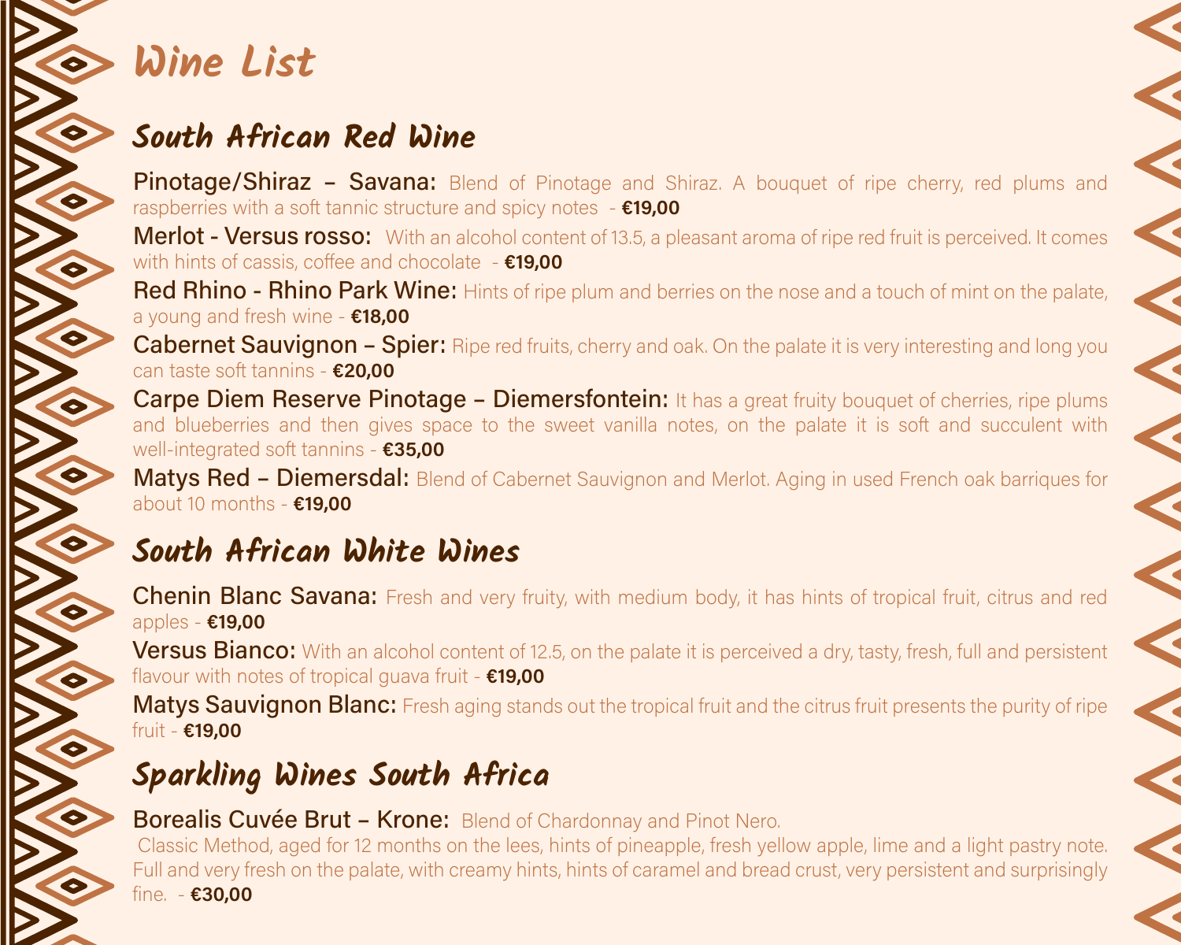# Wine List

## South African Red Wine

**Pinotage/Shiraz – Savana:** Blend of Pinotage and Shiraz. A bouquet of ripe cherry, red plums and raspberries with a soft tannic structure and spicy notes - **€19,00**

**Merlot - Versus rosso:** With an alcohol content of 13.5, a pleasant aroma of ripe red fruit is perceived. It comes with hints of cassis, coffee and chocolate - **€19,00**

**Red Rhino - Rhino Park Wine:** Hints of ripe plum and berries on the nose and a touch of mint on the palate, a young and fresh wine - **€18,00**

**Cabernet Sauvignon – Spier:** Ripe red fruits, cherry and oak. On the palate it is very interesting and long you can taste soft tannins - **€20,00**

**Carpe Diem Reserve Pinotage – Diemersfontein:** It has a great fruity bouquet of cherries, ripe plums and blueberries and then gives space to the sweet vanilla notes, on the palate it is soft and succulent with well-integrated soft tannins - **€35,00**

**Matys Red – Diemersdal:** Blend of Cabernet Sauvignon and Merlot. Aging in used French oak barriques for about 10 months - **€19,00**

## South African White Wines

**Chenin Blanc Savana:** Fresh and very fruity, with medium body, it has hints of tropical fruit, citrus and red apples - **€19,00**

**Versus Bianco:** With an alcohol content of 12.5, on the palate it is perceived a dry, tasty, fresh, full and persistent flavour with notes of tropical guava fruit - **€19,00**

**Matys Sauvignon Blanc:** Fresh aging stands out the tropical fruit and the citrus fruit presents the purity of ripe fruit - **€19,00**

## Sparkling Wines South Africa

**Borealis Cuvée Brut – Krone:** Blend of Chardonnay and Pinot Nero.
Classic Method, aged for 12 months on the lees, hints of pineapple, fresh yellow apple, lime and a light pastry note. Full and very fresh on the palate, with creamy hints, hints of caramel and bread crust, very persistent and surprisingly fine. - **€30,00**